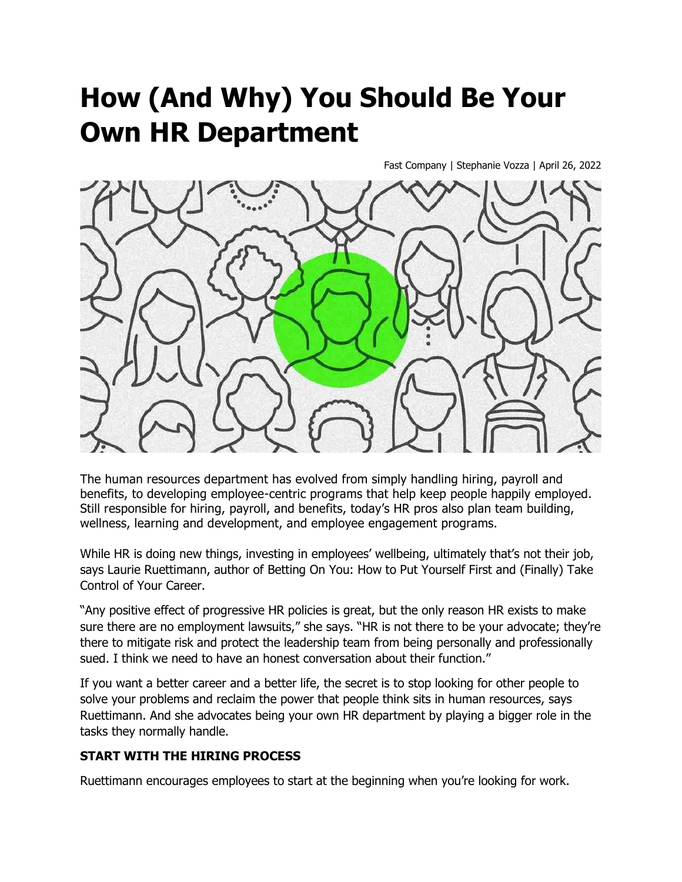# How (And Why) You Should Be Your Own HR Department

Fast Company | Stephanie Vozza | April 26, 2022

The human resources department has evolved from simply handling hiring, payroll and benefits, to developing employee-centric programs that help keep people happily employed. Still responsible for hiring, payroll, and benefits, today's HR pros also plan team building, wellness, learning and development, and employee engagement programs.

While HR is doing new things, investing in employees' wellbeing, ultimately that's not their job, says Laurie Ruettimann, author of Betting On You: How to Put Yourself First and (Finally) Take Control of Your Career.

"Any positive effect of progressive HR policies is great, but the only reason HR exists to make sure there are no employment lawsuits," she says. "HR is not there to be your advocate; they're there to mitigate risk and protect the leadership team from being personally and professionally sued. I think we need to have an honest conversation about their function."

If you want a better career and a better life, the secret is to stop looking for other people to solve your problems and reclaim the power that people think sits in human resources, says Ruettimann. And she advocates being your own HR department by playing a bigger role in the tasks they normally handle.

**START WITH THE HIRING PROCESS**

Ruettimann encourages employees to start at the beginning when you're looking for work.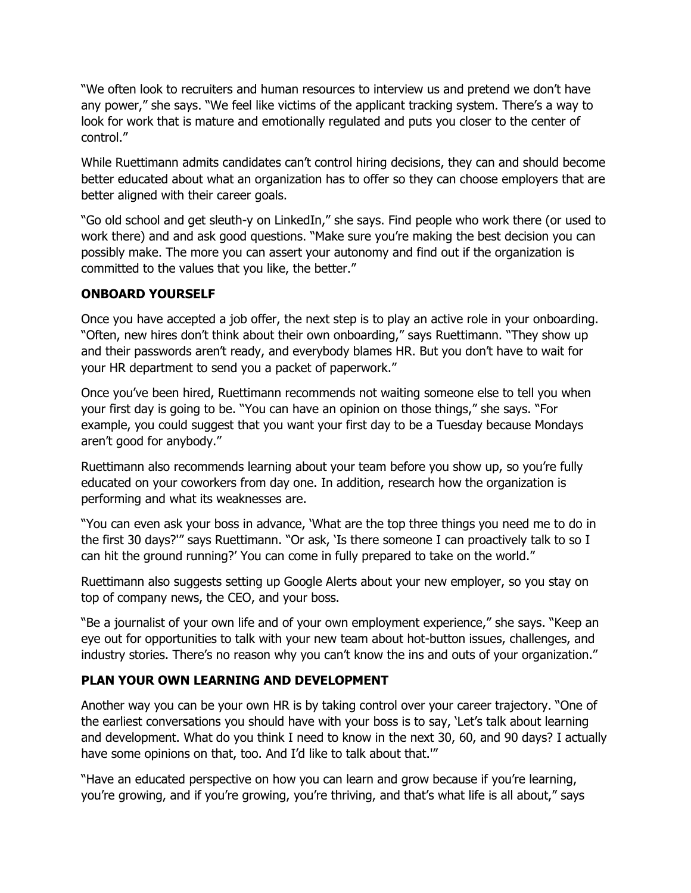"We often look to recruiters and human resources to interview us and pretend we don't have any power," she says. "We feel like victims of the applicant tracking system. There's a way to look for work that is mature and emotionally regulated and puts you closer to the center of control."

While Ruettimann admits candidates can't control hiring decisions, they can and should become better educated about what an organization has to offer so they can choose employers that are better aligned with their career goals.

"Go old school and get sleuth-y on LinkedIn," she says. Find people who work there (or used to work there) and and ask good questions. "Make sure you're making the best decision you can possibly make. The more you can assert your autonomy and find out if the organization is committed to the values that you like, the better."

**ONBOARD YOURSELF**

Once you have accepted a job offer, the next step is to play an active role in your onboarding. "Often, new hires don't think about their own onboarding," says Ruettimann. "They show up and their passwords aren't ready, and everybody blames HR. But you don't have to wait for your HR department to send you a packet of paperwork."

Once you've been hired, Ruettimann recommends not waiting someone else to tell you when your first day is going to be. "You can have an opinion on those things," she says. "For example, you could suggest that you want your first day to be a Tuesday because Mondays aren't good for anybody."

Ruettimann also recommends learning about your team before you show up, so you're fully educated on your coworkers from day one. In addition, research how the organization is performing and what its weaknesses are.

"You can even ask your boss in advance, 'What are the top three things you need me to do in the first 30 days?'" says Ruettimann. "Or ask, 'Is there someone I can proactively talk to so I can hit the ground running?' You can come in fully prepared to take on the world."

Ruettimann also suggests setting up Google Alerts about your new employer, so you stay on top of company news, the CEO, and your boss.

"Be a journalist of your own life and of your own employment experience," she says. "Keep an eye out for opportunities to talk with your new team about hot-button issues, challenges, and industry stories. There's no reason why you can't know the ins and outs of your organization."

**PLAN YOUR OWN LEARNING AND DEVELOPMENT**

Another way you can be your own HR is by taking control over your career trajectory. "One of the earliest conversations you should have with your boss is to say, 'Let's talk about learning and development. What do you think I need to know in the next 30, 60, and 90 days? I actually have some opinions on that, too. And I'd like to talk about that.'"

"Have an educated perspective on how you can learn and grow because if you're learning, you're growing, and if you're growing, you're thriving, and that's what life is all about," says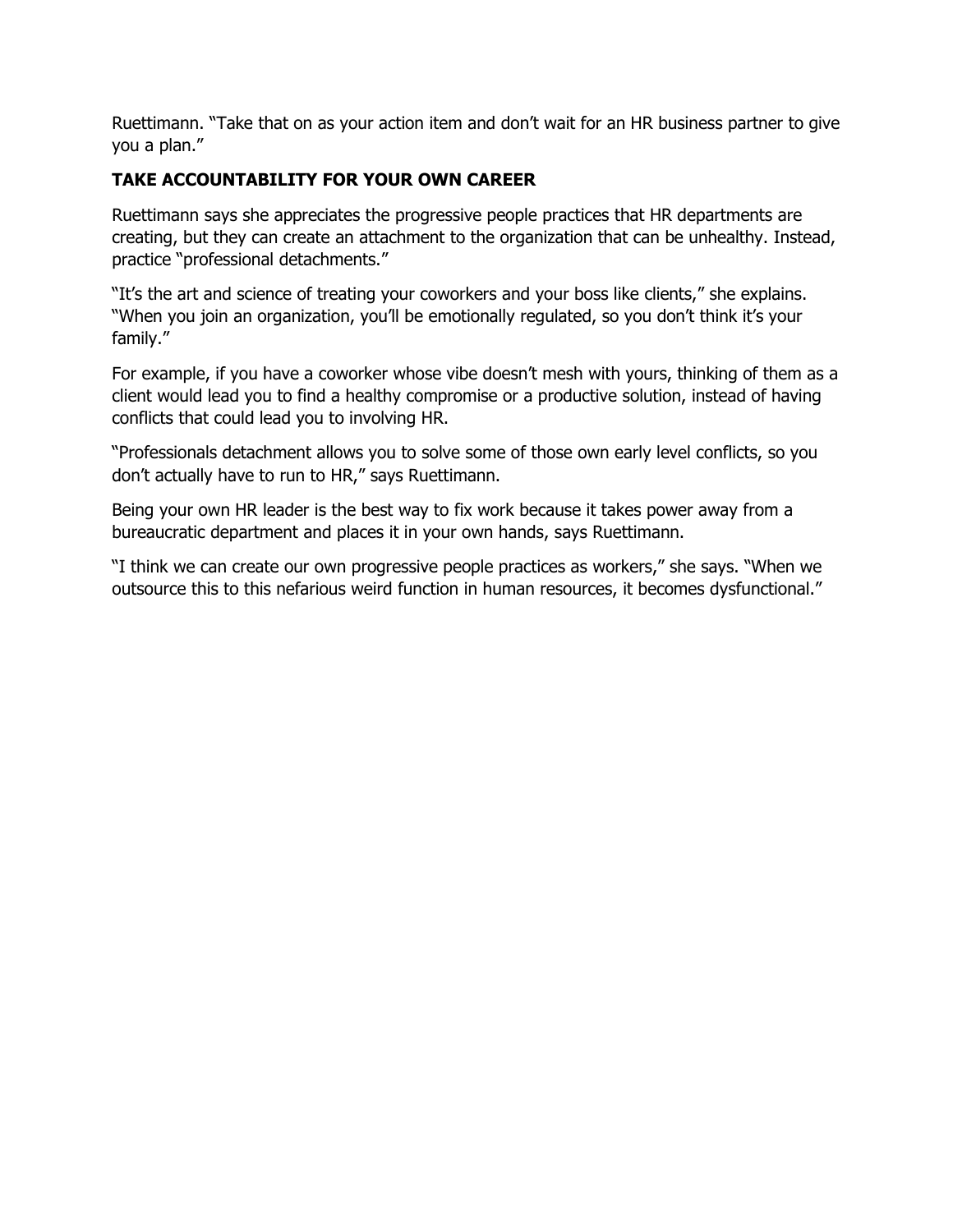Ruettimann. "Take that on as your action item and don't wait for an HR business partner to give you a plan."

## TAKE ACCOUNTABILITY FOR YOUR OWN CAREER

Ruettimann says she appreciates the progressive people practices that HR departments are creating, but they can create an attachment to the organization that can be unhealthy. Instead, practice "professional detachments."

"It's the art and science of treating your coworkers and your boss like clients," she explains. "When you join an organization, you'll be emotionally regulated, so you don't think it's your family."

For example, if you have a coworker whose vibe doesn't mesh with yours, thinking of them as a client would lead you to find a healthy compromise or a productive solution, instead of having conflicts that could lead you to involving HR.

"Professionals detachment allows you to solve some of those own early level conflicts, so you don't actually have to run to HR," says Ruettimann.

Being your own HR leader is the best way to fix work because it takes power away from a bureaucratic department and places it in your own hands, says Ruettimann.

"I think we can create our own progressive people practices as workers," she says. "When we outsource this to this nefarious weird function in human resources, it becomes dysfunctional."